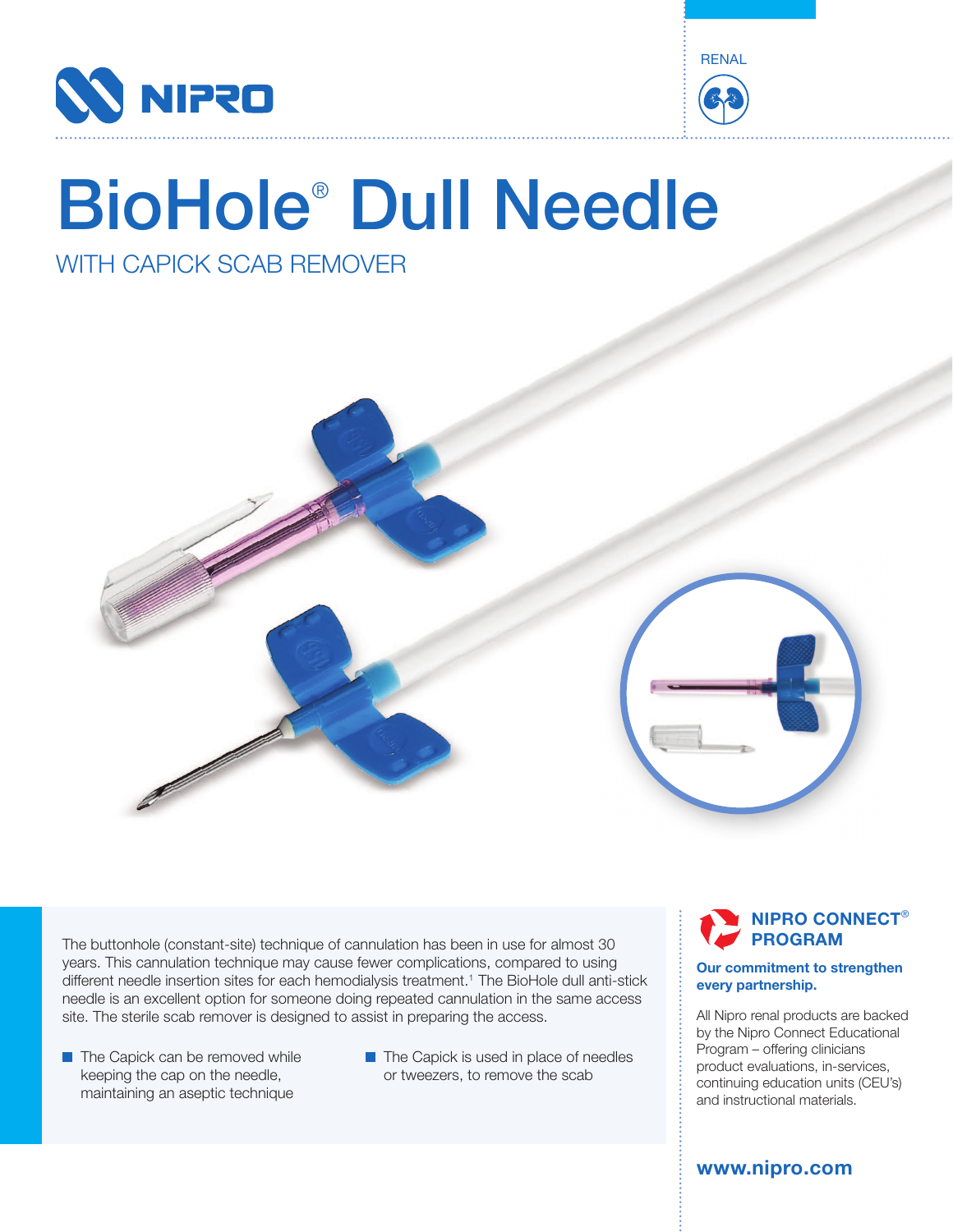NIPRO

RENAL

# BioHole® Dull Needle

## WITH CAPICK SCAB REMOVER

The buttonhole (constant-site) technique of cannulation has been in use for almost 30 years. This cannulation technique may cause fewer complications, compared to using different needle insertion sites for each hemodialysis treatment.[1] The BioHole dull anti-stick needle is an excellent option for someone doing repeated cannulation in the same access site. The sterile scab remover is designed to assist in preparing the access.

- The Capick can be removed while keeping the cap on the needle, maintaining an aseptic technique
- The Capick is used in place of needles or tweezers, to remove the scab

### NIPRO CONNECT® PROGRAM

**Our commitment to strengthen every partnership.**

All Nipro renal products are backed by the Nipro Connect Educational Program – offering clinicians product evaluations, in-services, continuing education units (CEU's) and instructional materials.

**www.nipro.com**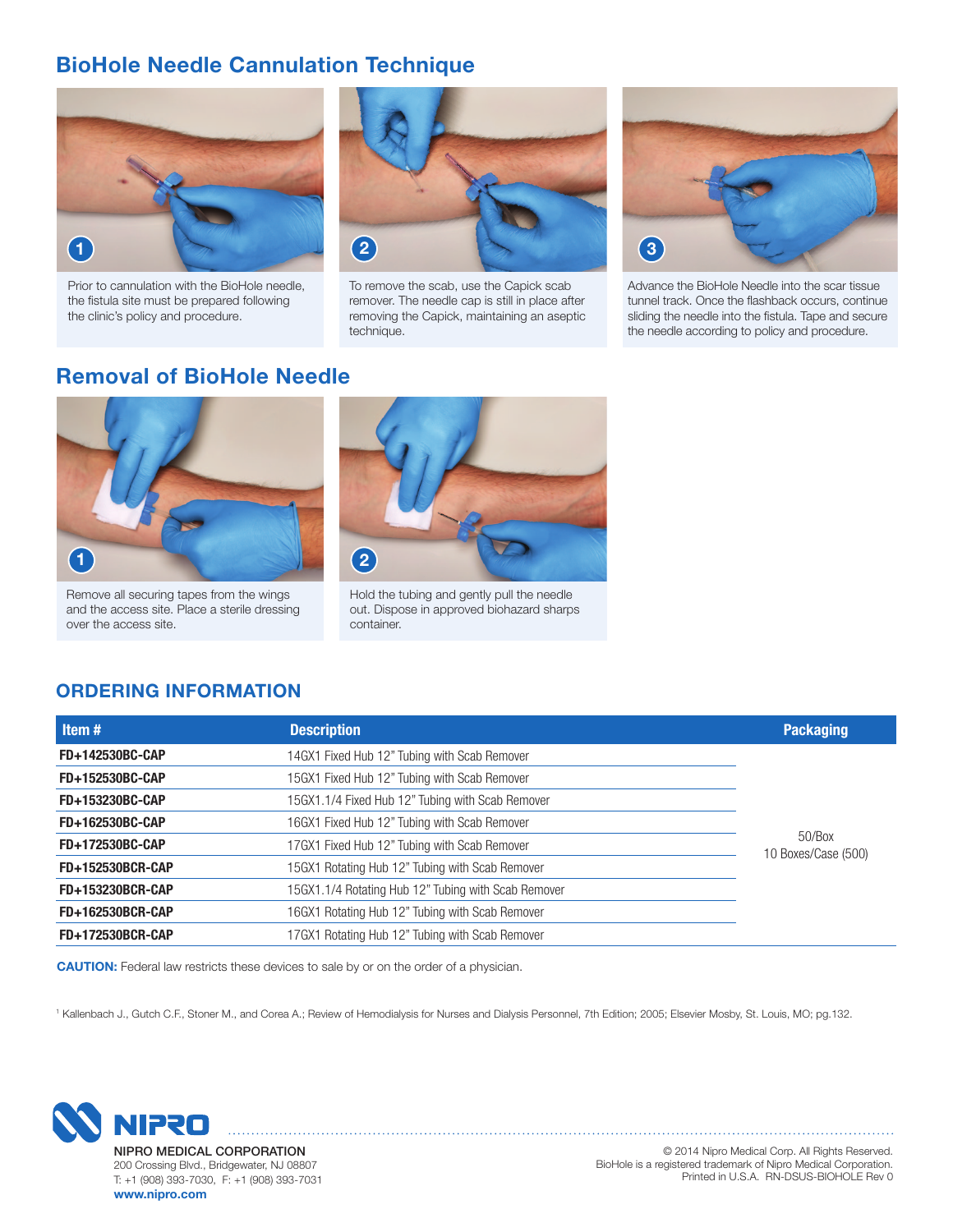## BioHole Needle Cannulation Technique

1. Prior to cannulation with the BioHole needle, the fistula site must be prepared following the clinic's policy and procedure.

2. To remove the scab, use the Capick scab remover. The needle cap is still in place after removing the Capick, maintaining an aseptic technique.

3. Advance the BioHole Needle into the scar tissue tunnel track. Once the flashback occurs, continue sliding the needle into the fistula. Tape and secure the needle according to policy and procedure.

## Removal of BioHole Needle

1. Remove all securing tapes from the wings and the access site. Place a sterile dressing over the access site.

2. Hold the tubing and gently pull the needle out. Dispose in approved biohazard sharps container.

## ORDERING INFORMATION

| Item # | Description | Packaging |
|---|---|---|
| **FD+142530BC-CAP** | 14GX1 Fixed Hub 12" Tubing with Scab Remover | 50/Box<br>10 Boxes/Case (500) |
| **FD+152530BC-CAP** | 15GX1 Fixed Hub 12" Tubing with Scab Remover | |
| **FD+153230BC-CAP** | 15GX1.1/4 Fixed Hub 12" Tubing with Scab Remover | |
| **FD+162530BC-CAP** | 16GX1 Fixed Hub 12" Tubing with Scab Remover | |
| **FD+172530BC-CAP** | 17GX1 Fixed Hub 12" Tubing with Scab Remover | |
| **FD+152530BCR-CAP** | 15GX1 Rotating Hub 12" Tubing with Scab Remover | |
| **FD+153230BCR-CAP** | 15GX1.1/4 Rotating Hub 12" Tubing with Scab Remover | |
| **FD+162530BCR-CAP** | 16GX1 Rotating Hub 12" Tubing with Scab Remover | |
| **FD+172530BCR-CAP** | 17GX1 Rotating Hub 12" Tubing with Scab Remover | |

**CAUTION:** Federal law restricts these devices to sale by or on the order of a physician.

[1] Kallenbach J., Gutch C.F., Stoner M., and Corea A.; Review of Hemodialysis for Nurses and Dialysis Personnel, 7th Edition; 2005; Elsevier Mosby, St. Louis, MO; pg.132.

NIPRO

NIPRO MEDICAL CORPORATION
200 Crossing Blvd., Bridgewater, NJ 08807
T: +1 (908) 393-7030, F: +1 (908) 393-7031
**www.nipro.com**

© 2014 Nipro Medical Corp. All Rights Reserved.
BioHole is a registered trademark of Nipro Medical Corporation.
Printed in U.S.A. RN-DSUS-BIOHOLE Rev 0